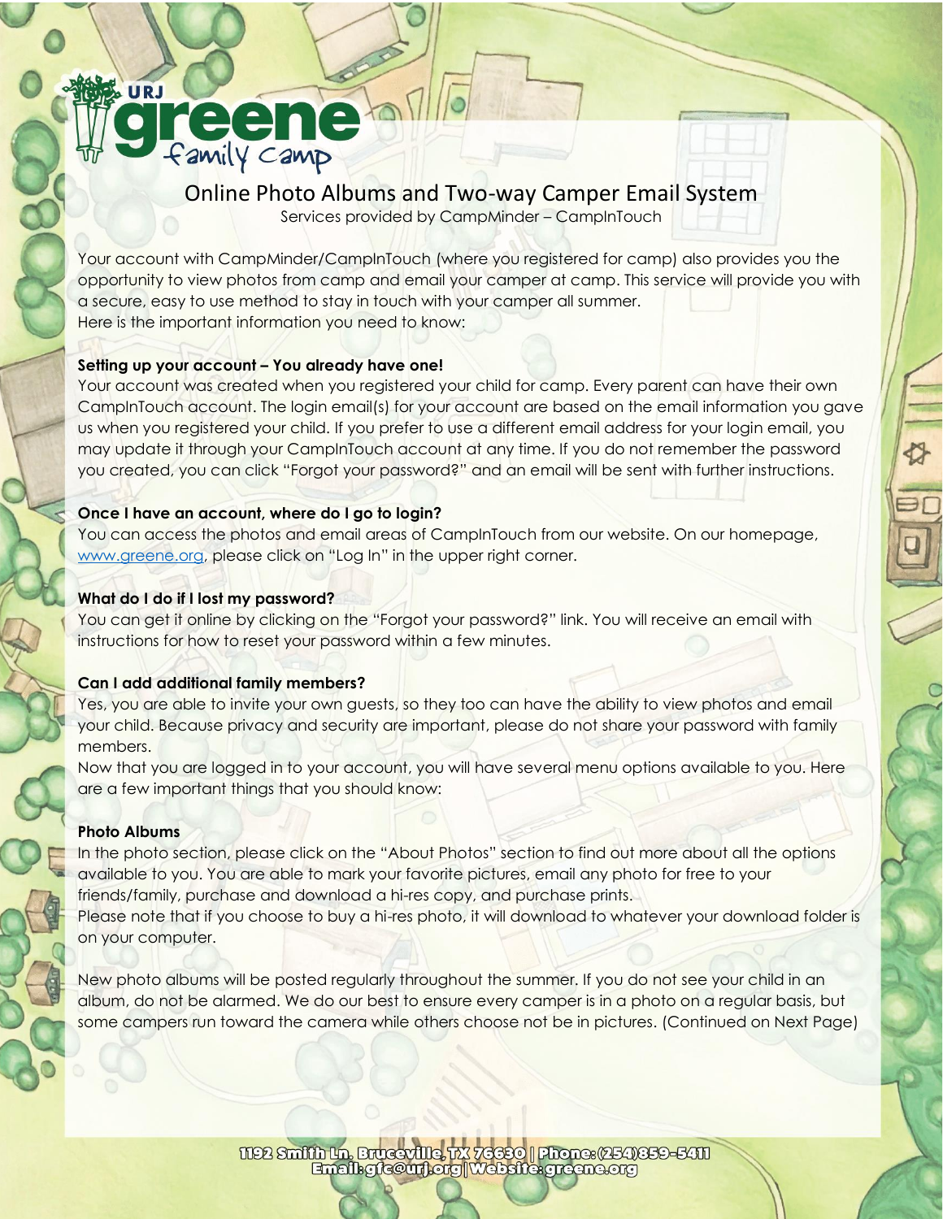URJ greene family camp

# Online Photo Albums and Two-way Camper Email System

Services provided by CampMinder – CampInTouch

Your account with CampMinder/CampInTouch (where you registered for camp) also provides you the opportunity to view photos from camp and email your camper at camp. This service will provide you with a secure, easy to use method to stay in touch with your camper all summer.
Here is the important information you need to know:

**Setting up your account – You already have one!**
Your account was created when you registered your child for camp. Every parent can have their own CampInTouch account. The login email(s) for your account are based on the email information you gave us when you registered your child. If you prefer to use a different email address for your login email, you may update it through your CampInTouch account at any time. If you do not remember the password you created, you can click "Forgot your password?" and an email will be sent with further instructions.

**Once I have an account, where do I go to login?**
You can access the photos and email areas of CampInTouch from our website. On our homepage, www.greene.org, please click on "Log In" in the upper right corner.

**What do I do if I lost my password?**
You can get it online by clicking on the "Forgot your password?" link. You will receive an email with instructions for how to reset your password within a few minutes.

**Can I add additional family members?**
Yes, you are able to invite your own guests, so they too can have the ability to view photos and email your child. Because privacy and security are important, please do not share your password with family members.
Now that you are logged in to your account, you will have several menu options available to you. Here are a few important things that you should know:

**Photo Albums**
In the photo section, please click on the "About Photos" section to find out more about all the options available to you. You are able to mark your favorite pictures, email any photo for free to your friends/family, purchase and download a hi-res copy, and purchase prints.
Please note that if you choose to buy a hi-res photo, it will download to whatever your download folder is on your computer.

New photo albums will be posted regularly throughout the summer. If you do not see your child in an album, do not be alarmed. We do our best to ensure every camper is in a photo on a regular basis, but some campers run toward the camera while others choose not be in pictures. (Continued on Next Page)

1192 Smith Ln. Bruceville, TX 76630 | Phone: (254)859-5411
Email: gfc@urj.org | Website: greene.org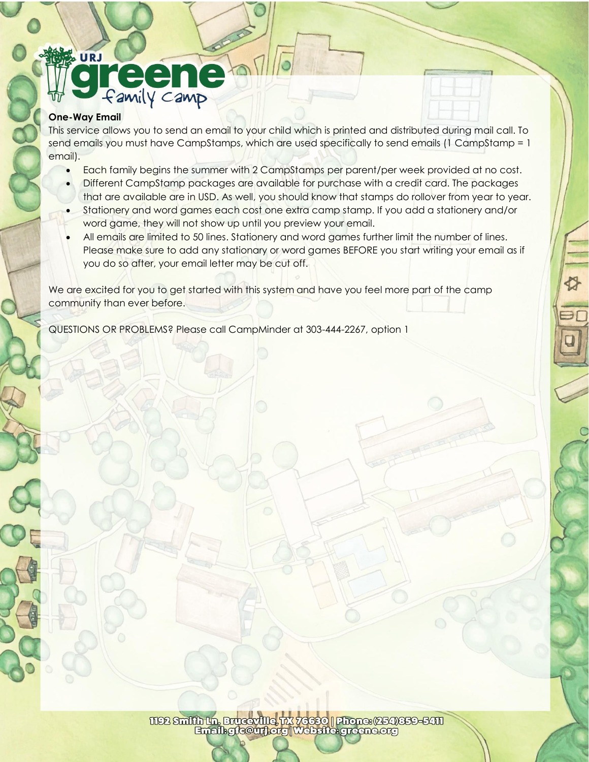**One-Way Email**

This service allows you to send an email to your child which is printed and distributed during mail call. To send emails you must have CampStamps, which are used specifically to send emails (1 CampStamp = 1 email).

- Each family begins the summer with 2 CampStamps per parent/per week provided at no cost.
- Different CampStamp packages are available for purchase with a credit card. The packages that are available are in USD. As well, you should know that stamps do rollover from year to year.
- Stationery and word games each cost one extra camp stamp. If you add a stationery and/or word game, they will not show up until you preview your email.
- All emails are limited to 50 lines. Stationery and word games further limit the number of lines. Please make sure to add any stationary or word games BEFORE you start writing your email as if you do so after, your email letter may be cut off.

We are excited for you to get started with this system and have you feel more part of the camp community than ever before.

QUESTIONS OR PROBLEMS? Please call CampMinder at 303-444-2267, option 1